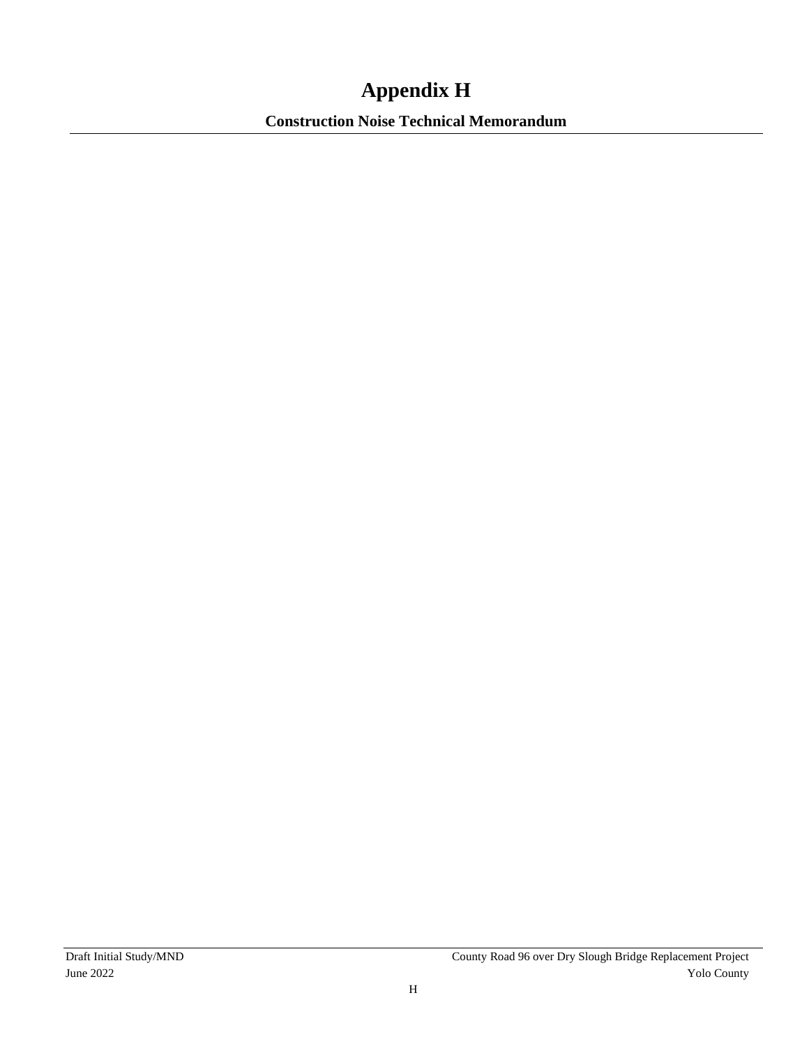# Appendix H

## Construction Noise Technical Memorandum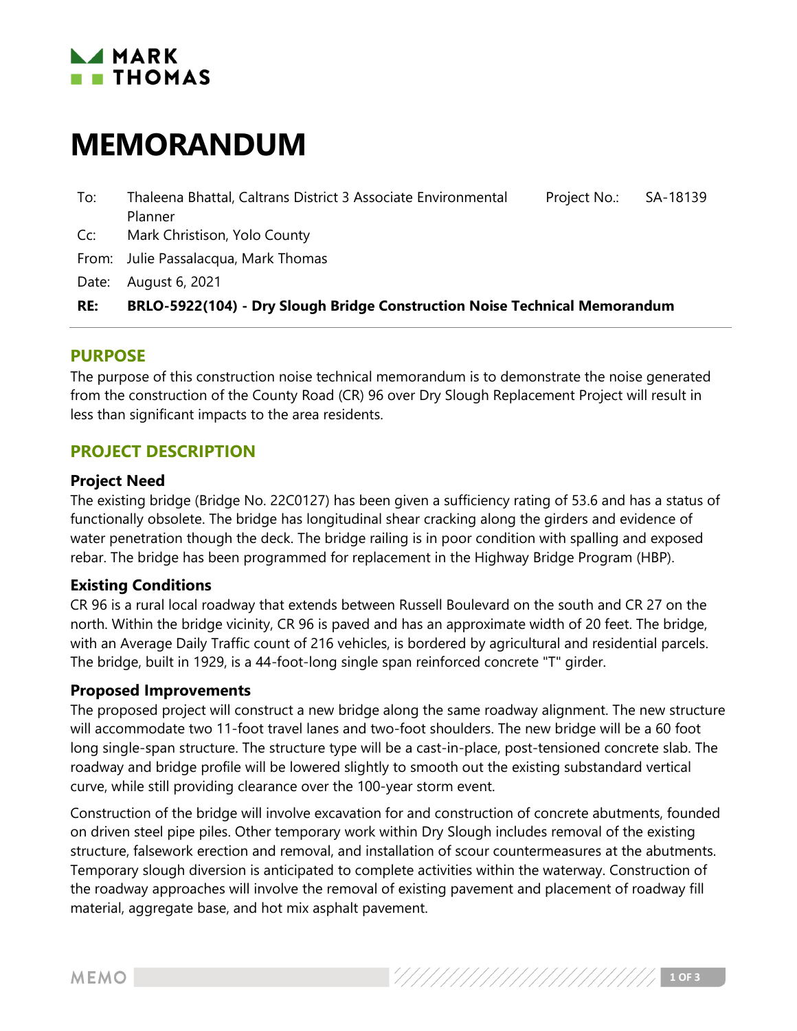# MEMORANDUM

| To: | Thaleena Bhattal, Caltrans District 3 Associate Environmental Planner | Project No.: | SA-18139 |
|---|---|---|---|
| Cc: | Mark Christison, Yolo County | | |
| From: | Julie Passalacqua, Mark Thomas | | |
| Date: | August 6, 2021 | | |
| **RE:** | **BRLO-5922(104) - Dry Slough Bridge Construction Noise Technical Memorandum** | | |

## PURPOSE

The purpose of this construction noise technical memorandum is to demonstrate the noise generated from the construction of the County Road (CR) 96 over Dry Slough Replacement Project will result in less than significant impacts to the area residents.

## PROJECT DESCRIPTION

### Project Need

The existing bridge (Bridge No. 22C0127) has been given a sufficiency rating of 53.6 and has a status of functionally obsolete. The bridge has longitudinal shear cracking along the girders and evidence of water penetration though the deck. The bridge railing is in poor condition with spalling and exposed rebar. The bridge has been programmed for replacement in the Highway Bridge Program (HBP).

### Existing Conditions

CR 96 is a rural local roadway that extends between Russell Boulevard on the south and CR 27 on the north. Within the bridge vicinity, CR 96 is paved and has an approximate width of 20 feet. The bridge, with an Average Daily Traffic count of 216 vehicles, is bordered by agricultural and residential parcels. The bridge, built in 1929, is a 44-foot-long single span reinforced concrete "T" girder.

### Proposed Improvements

The proposed project will construct a new bridge along the same roadway alignment. The new structure will accommodate two 11-foot travel lanes and two-foot shoulders. The new bridge will be a 60 foot long single-span structure. The structure type will be a cast-in-place, post-tensioned concrete slab. The roadway and bridge profile will be lowered slightly to smooth out the existing substandard vertical curve, while still providing clearance over the 100-year storm event.

Construction of the bridge will involve excavation for and construction of concrete abutments, founded on driven steel pipe piles. Other temporary work within Dry Slough includes removal of the existing structure, falsework erection and removal, and installation of scour countermeasures at the abutments. Temporary slough diversion is anticipated to complete activities within the waterway. Construction of the roadway approaches will involve the removal of existing pavement and placement of roadway fill material, aggregate base, and hot mix asphalt pavement.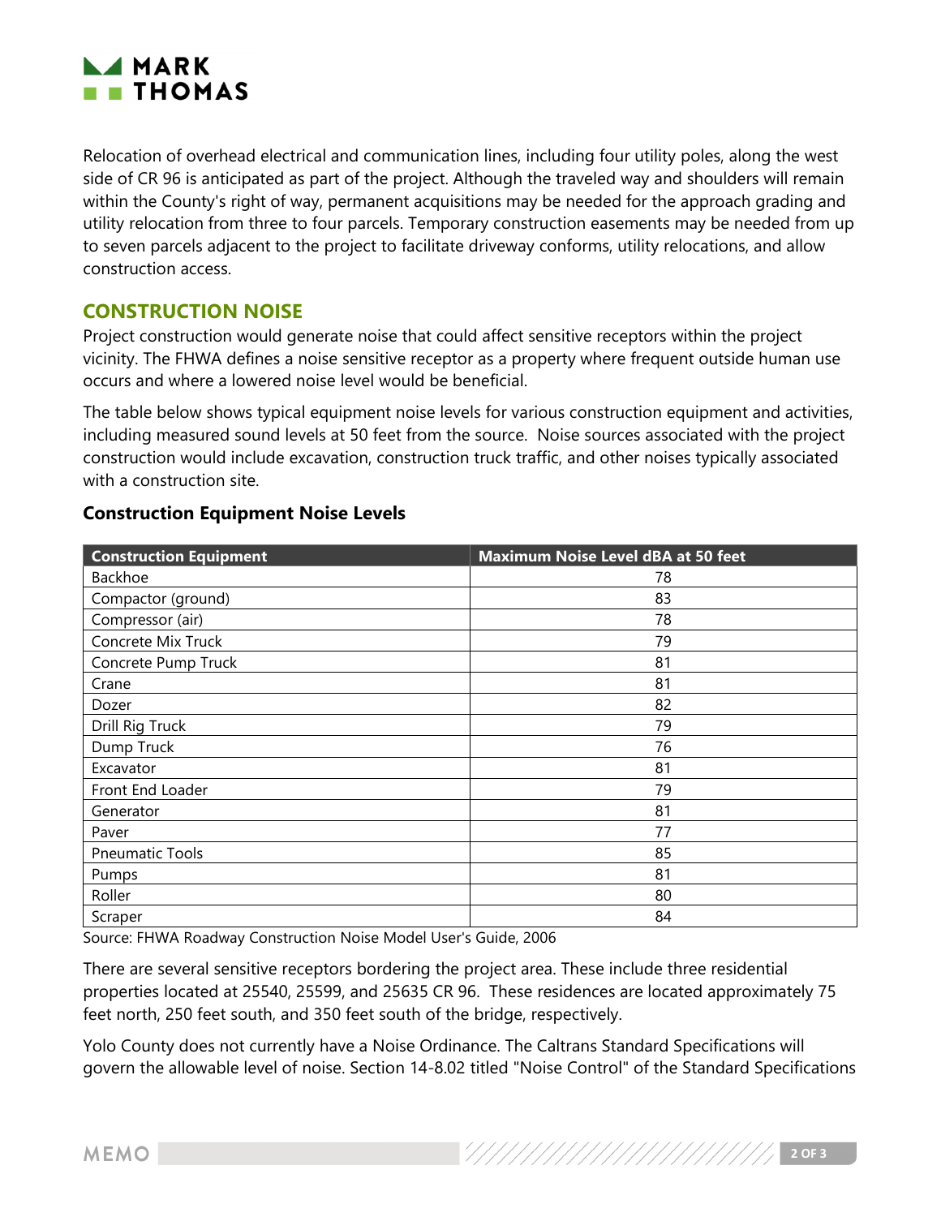Relocation of overhead electrical and communication lines, including four utility poles, along the west side of CR 96 is anticipated as part of the project. Although the traveled way and shoulders will remain within the County's right of way, permanent acquisitions may be needed for the approach grading and utility relocation from three to four parcels. Temporary construction easements may be needed from up to seven parcels adjacent to the project to facilitate driveway conforms, utility relocations, and allow construction access.

## CONSTRUCTION NOISE

Project construction would generate noise that could affect sensitive receptors within the project vicinity. The FHWA defines a noise sensitive receptor as a property where frequent outside human use occurs and where a lowered noise level would be beneficial.

The table below shows typical equipment noise levels for various construction equipment and activities, including measured sound levels at 50 feet from the source. Noise sources associated with the project construction would include excavation, construction truck traffic, and other noises typically associated with a construction site.

### Construction Equipment Noise Levels

| Construction Equipment | Maximum Noise Level dBA at 50 feet |
|---|---|
| Backhoe | 78 |
| Compactor (ground) | 83 |
| Compressor (air) | 78 |
| Concrete Mix Truck | 79 |
| Concrete Pump Truck | 81 |
| Crane | 81 |
| Dozer | 82 |
| Drill Rig Truck | 79 |
| Dump Truck | 76 |
| Excavator | 81 |
| Front End Loader | 79 |
| Generator | 81 |
| Paver | 77 |
| Pneumatic Tools | 85 |
| Pumps | 81 |
| Roller | 80 |
| Scraper | 84 |

Source: FHWA Roadway Construction Noise Model User's Guide, 2006

There are several sensitive receptors bordering the project area. These include three residential properties located at 25540, 25599, and 25635 CR 96. These residences are located approximately 75 feet north, 250 feet south, and 350 feet south of the bridge, respectively.

Yolo County does not currently have a Noise Ordinance. The Caltrans Standard Specifications will govern the allowable level of noise. Section 14-8.02 titled "Noise Control" of the Standard Specifications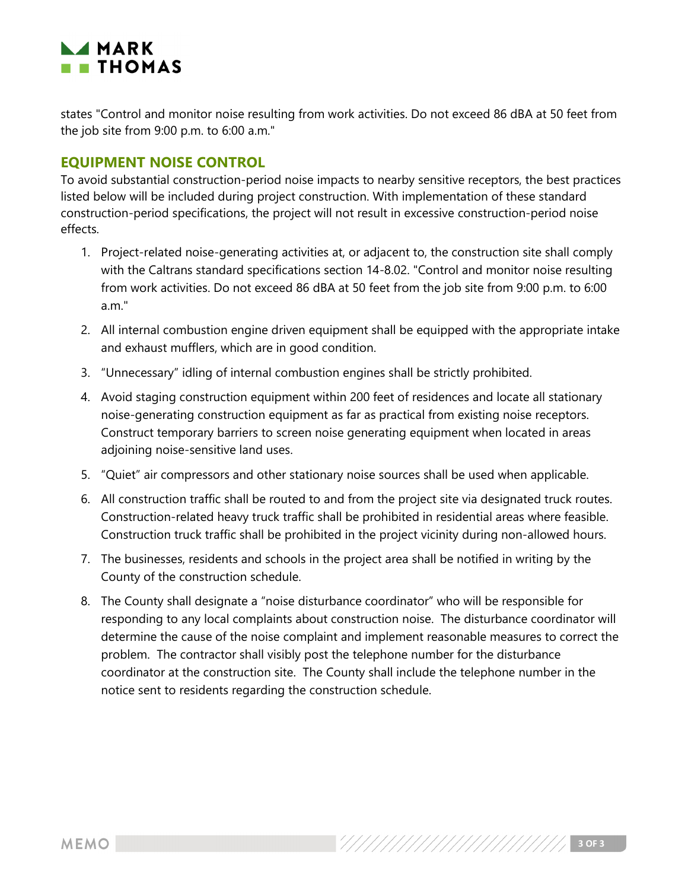states "Control and monitor noise resulting from work activities. Do not exceed 86 dBA at 50 feet from the job site from 9:00 p.m. to 6:00 a.m."

## EQUIPMENT NOISE CONTROL

To avoid substantial construction-period noise impacts to nearby sensitive receptors, the best practices listed below will be included during project construction. With implementation of these standard construction-period specifications, the project will not result in excessive construction-period noise effects.

1. Project-related noise-generating activities at, or adjacent to, the construction site shall comply with the Caltrans standard specifications section 14-8.02. "Control and monitor noise resulting from work activities. Do not exceed 86 dBA at 50 feet from the job site from 9:00 p.m. to 6:00 a.m."
2. All internal combustion engine driven equipment shall be equipped with the appropriate intake and exhaust mufflers, which are in good condition.
3. "Unnecessary" idling of internal combustion engines shall be strictly prohibited.
4. Avoid staging construction equipment within 200 feet of residences and locate all stationary noise-generating construction equipment as far as practical from existing noise receptors. Construct temporary barriers to screen noise generating equipment when located in areas adjoining noise-sensitive land uses.
5. "Quiet" air compressors and other stationary noise sources shall be used when applicable.
6. All construction traffic shall be routed to and from the project site via designated truck routes. Construction-related heavy truck traffic shall be prohibited in residential areas where feasible. Construction truck traffic shall be prohibited in the project vicinity during non-allowed hours.
7. The businesses, residents and schools in the project area shall be notified in writing by the County of the construction schedule.
8. The County shall designate a "noise disturbance coordinator" who will be responsible for responding to any local complaints about construction noise. The disturbance coordinator will determine the cause of the noise complaint and implement reasonable measures to correct the problem. The contractor shall visibly post the telephone number for the disturbance coordinator at the construction site. The County shall include the telephone number in the notice sent to residents regarding the construction schedule.